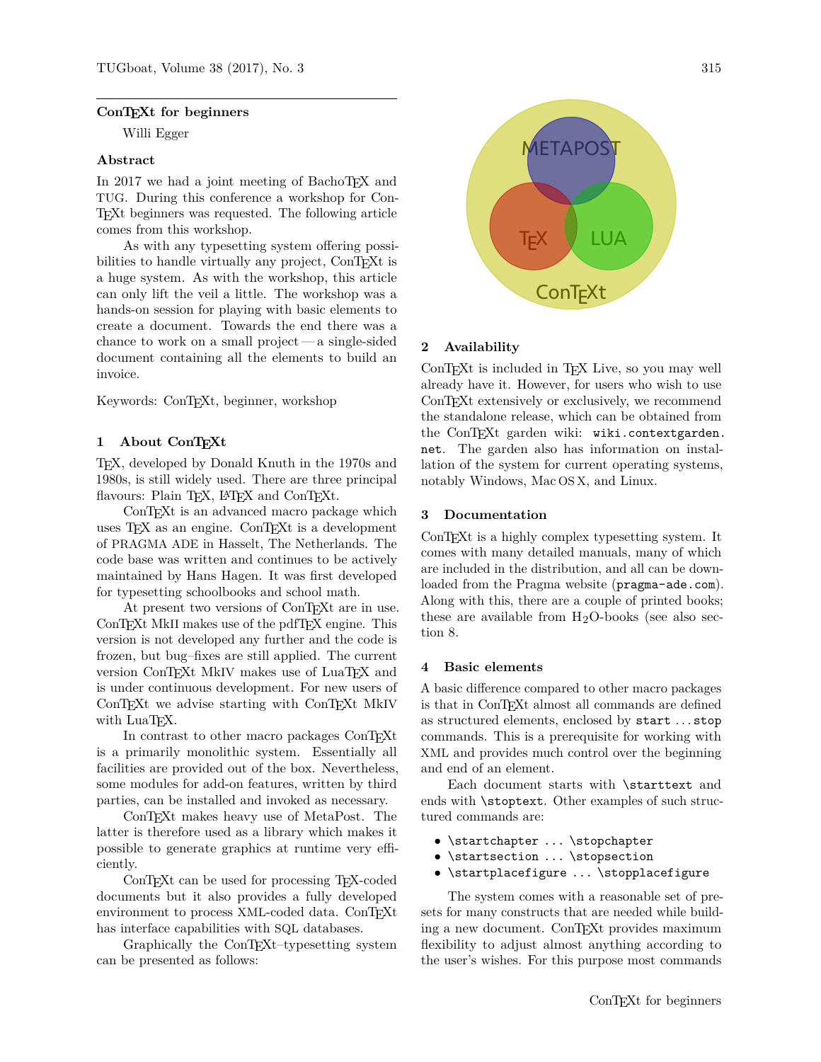# ConTEXt for beginners

Willi Egger

## Abstract

In 2017 we had a joint meeting of BachoTEX and TUG. During this conference a workshop for ConTEXt beginners was requested. The following article comes from this workshop.

As with any typesetting system offering possibilities to handle virtually any project, ConTEXt is a huge system. As with the workshop, this article can only lift the veil a little. The workshop was a hands-on session for playing with basic elements to create a document. Towards the end there was a chance to work on a small project — a single-sided document containing all the elements to build an invoice.

Keywords: ConTEXt, beginner, workshop

## 1 About ConTEXt

TEX, developed by Donald Knuth in the 1970s and 1980s, is still widely used. There are three principal flavours: Plain TEX, LATEX and ConTEXt.

ConTEXt is an advanced macro package which uses TEX as an engine. ConTEXt is a development of PRAGMA ADE in Hasselt, The Netherlands. The code base was written and continues to be actively maintained by Hans Hagen. It was first developed for typesetting schoolbooks and school math.

At present two versions of ConTEXt are in use. ConTEXt MkII makes use of the pdfTEX engine. This version is not developed any further and the code is frozen, but bug–fixes are still applied. The current version ConTEXt MkIV makes use of LuaTEX and is under continuous development. For new users of ConTEXt we advise starting with ConTEXt MkIV with LuaTEX.

In contrast to other macro packages ConTEXt is a primarily monolithic system. Essentially all facilities are provided out of the box. Nevertheless, some modules for add-on features, written by third parties, can be installed and invoked as necessary.

ConTEXt makes heavy use of MetaPost. The latter is therefore used as a library which makes it possible to generate graphics at runtime very efficiently.

ConTEXt can be used for processing TEX-coded documents but it also provides a fully developed environment to process XML-coded data. ConTEXt has interface capabilities with SQL databases.

Graphically the ConTEXt–typesetting system can be presented as follows:

METAPOST

TEX LUA

ConTEXt

## 2 Availability

ConTEXt is included in TEX Live, so you may well already have it. However, for users who wish to use ConTEXt extensively or exclusively, we recommend the standalone release, which can be obtained from the ConTEXt garden wiki: `wiki.contextgarden.net`. The garden also has information on installation of the system for current operating systems, notably Windows, Mac OS X, and Linux.

## 3 Documentation

ConTEXt is a highly complex typesetting system. It comes with many detailed manuals, many of which are included in the distribution, and all can be downloaded from the Pragma website (`pragma-ade.com`). Along with this, there are a couple of printed books; these are available from $H_2O$-books (see also section 8.

## 4 Basic elements

A basic difference compared to other macro packages is that in ConTEXt almost all commands are defined as structured elements, enclosed by `start` ... `stop` commands. This is a prerequisite for working with XML and provides much control over the beginning and end of an element.

Each document starts with `\starttext` and ends with `\stoptext`. Other examples of such structured commands are:

- `\startchapter ... \stopchapter`
- `\startsection ... \stopsection`
- `\startplacefigure ... \stopplacefigure`

The system comes with a reasonable set of presets for many constructs that are needed while building a new document. ConTEXt provides maximum flexibility to adjust almost anything according to the user's wishes. For this purpose most commands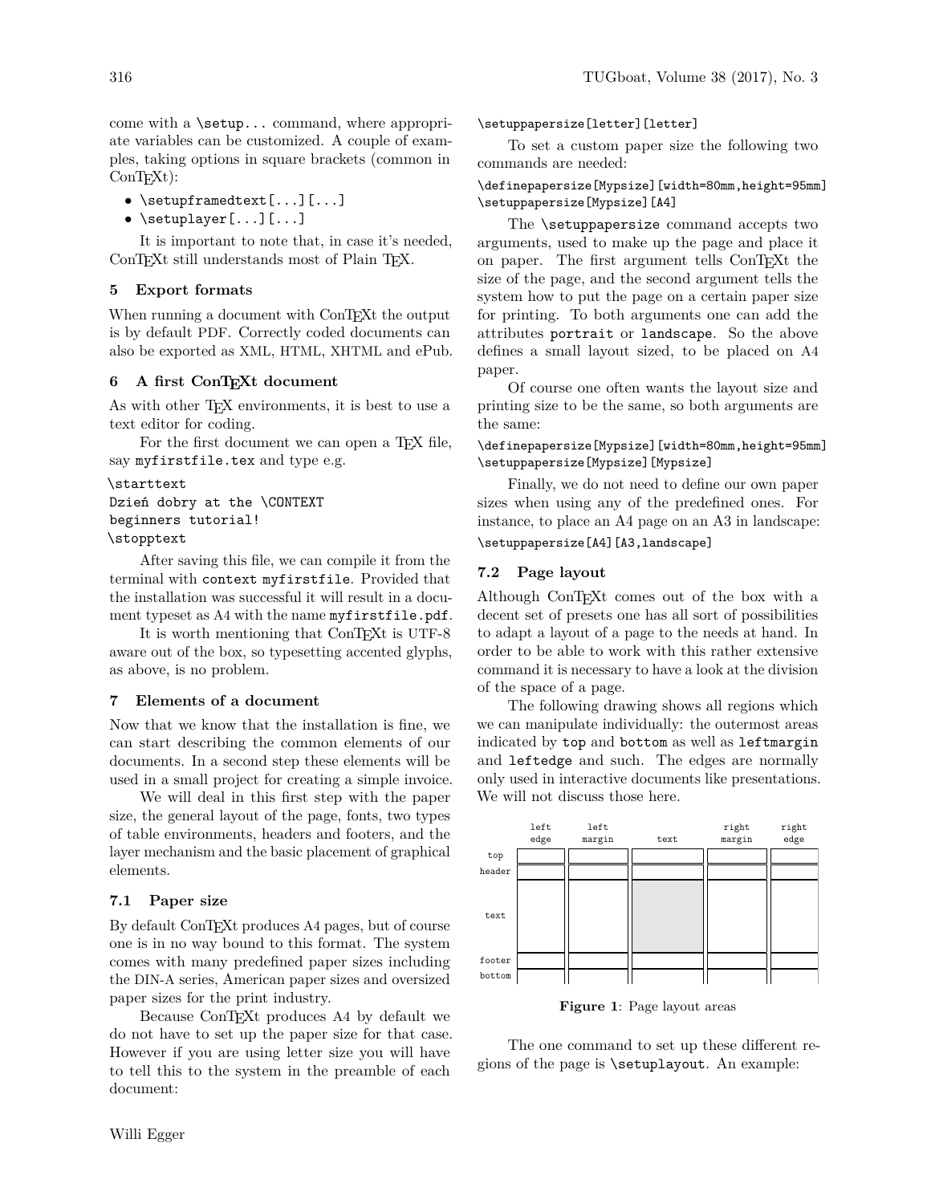come with a `\setup...` command, where appropriate variables can be customized. A couple of examples, taking options in square brackets (common in ConTEXt):

- `\setupframedtext[...][...]`
- `\setuplayer[...][...]`

It is important to note that, in case it's needed, ConTEXt still understands most of Plain TEX.

## 5 Export formats

When running a document with ConTEXt the output is by default PDF. Correctly coded documents can also be exported as XML, HTML, XHTML and ePub.

## 6 A first ConTEXt document

As with other TEX environments, it is best to use a text editor for coding.

For the first document we can open a TEX file, say `myfirstfile.tex` and type e.g.

```
\starttext
Dzień dobry at the \CONTEXT
beginners tutorial!
\stoptext
```

After saving this file, we can compile it from the terminal with `context myfirstfile`. Provided that the installation was successful it will result in a document typeset as A4 with the name `myfirstfile.pdf`.

It is worth mentioning that ConTEXt is UTF-8 aware out of the box, so typesetting accented glyphs, as above, is no problem.

## 7 Elements of a document

Now that we know that the installation is fine, we can start describing the common elements of our documents. In a second step these elements will be used in a small project for creating a simple invoice.

We will deal in this first step with the paper size, the general layout of the page, fonts, two types of table environments, headers and footers, and the layer mechanism and the basic placement of graphical elements.

### 7.1 Paper size

By default ConTEXt produces A4 pages, but of course one is in no way bound to this format. The system comes with many predefined paper sizes including the DIN-A series, American paper sizes and oversized paper sizes for the print industry.

Because ConTEXt produces A4 by default we do not have to set up the paper size for that case. However if you are using letter size you will have to tell this to the system in the preamble of each document:

```
\setuppapersize[letter][letter]
```

To set a custom paper size the following two commands are needed:

```
\definepapersize[Mypsize][width=80mm,height=95mm]
\setuppapersize[Mypsize][A4]
```

The `\setuppapersize` command accepts two arguments, used to make up the page and place it on paper. The first argument tells ConTEXt the size of the page, and the second argument tells the system how to put the page on a certain paper size for printing. To both arguments one can add the attributes `portrait` or `landscape`. So the above defines a small layout sized, to be placed on A4 paper.

Of course one often wants the layout size and printing size to be the same, so both arguments are the same:

```
\definepapersize[Mypsize][width=80mm,height=95mm]
\setuppapersize[Mypsize][Mypsize]
```

Finally, we do not need to define our own paper sizes when using any of the predefined ones. For instance, to place an A4 page on an A3 in landscape:

```
\setuppapersize[A4][A3,landscape]
```

### 7.2 Page layout

Although ConTEXt comes out of the box with a decent set of presets one has all sort of possibilities to adapt a layout of a page to the needs at hand. In order to be able to work with this rather extensive command it is necessary to have a look at the division of the space of a page.

The following drawing shows all regions which we can manipulate individually: the outermost areas indicated by `top` and `bottom` as well as `leftmargin` and `leftedge` and such. The edges are normally only used in interactive documents like presentations. We will not discuss those here.

| | left edge | left margin | text | right margin | right edge |
|---|---|---|---|---|---|
| top | | | | | |
| header | | | | | |
| text | | | | | |
| footer | | | | | |
| bottom | | | | | |

**Figure 1**: Page layout areas

The one command to set up these different regions of the page is `\setuplayout`. An example: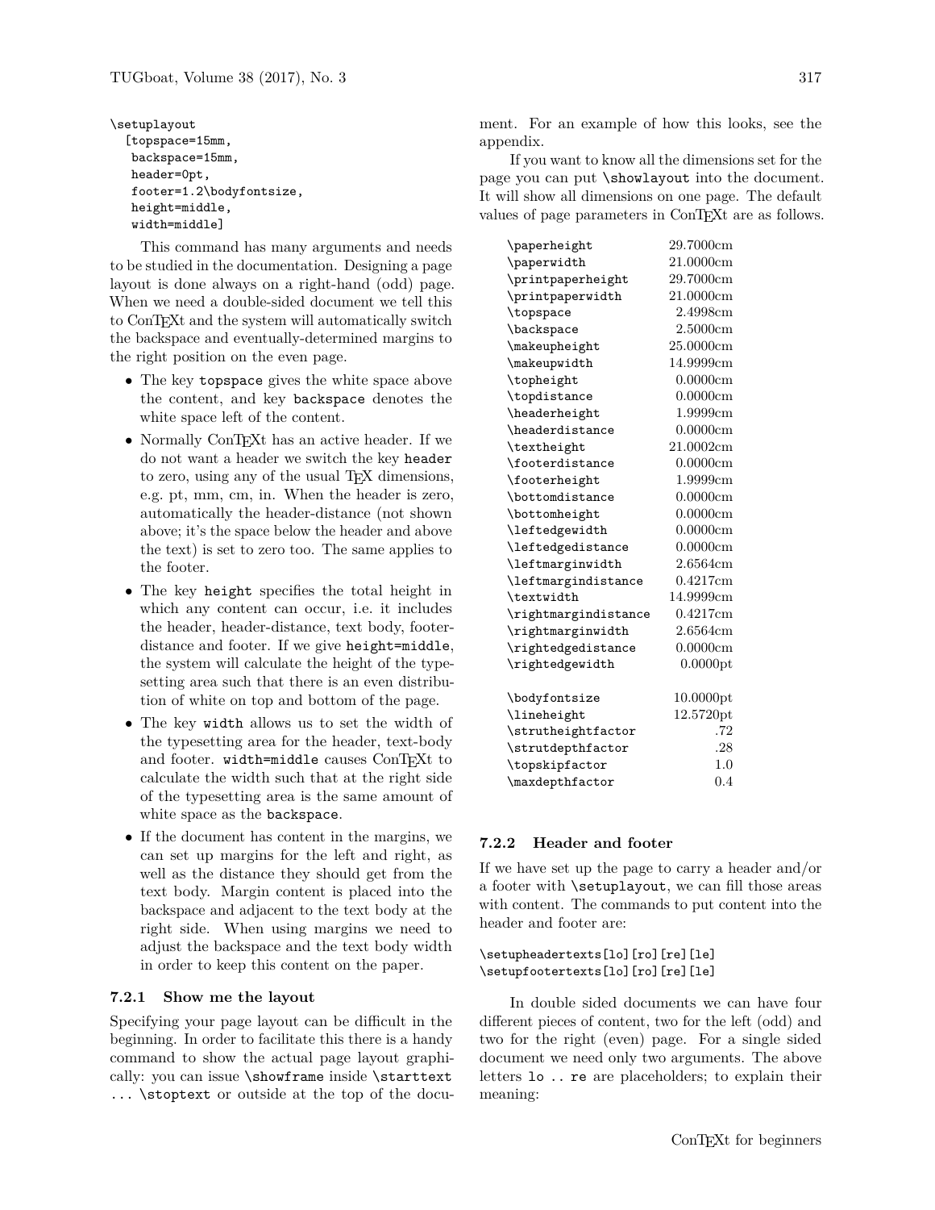```
\setuplayout
  [topspace=15mm,
   backspace=15mm,
   header=0pt,
   footer=1.2\bodyfontsize,
   height=middle,
   width=middle]
```

This command has many arguments and needs to be studied in the documentation. Designing a page layout is done always on a right-hand (odd) page. When we need a double-sided document we tell this to ConTEXt and the system will automatically switch the backspace and eventually-determined margins to the right position on the even page.

- The key `topspace` gives the white space above the content, and key `backspace` denotes the white space left of the content.
- Normally ConTEXt has an active header. If we do not want a header we switch the key `header` to zero, using any of the usual TEX dimensions, e.g. pt, mm, cm, in. When the header is zero, automatically the header-distance (not shown above; it's the space below the header and above the text) is set to zero too. The same applies to the footer.
- The key `height` specifies the total height in which any content can occur, i.e. it includes the header, header-distance, text body, footer-distance and footer. If we give `height=middle`, the system will calculate the height of the typesetting area such that there is an even distribution of white on top and bottom of the page.
- The key `width` allows us to set the width of the typesetting area for the header, text-body and footer. `width=middle` causes ConTEXt to calculate the width such that at the right side of the typesetting area is the same amount of white space as the `backspace`.
- If the document has content in the margins, we can set up margins for the left and right, as well as the distance they should get from the text body. Margin content is placed into the backspace and adjacent to the text body at the right side. When using margins we need to adjust the backspace and the text body width in order to keep this content on the paper.

### 7.2.1 Show me the layout

Specifying your page layout can be difficult in the beginning. In order to facilitate this there is a handy command to show the actual page layout graphically: you can issue `\showframe` inside `\starttext ... \stoptext` or outside at the top of the document. For an example of how this looks, see the appendix.

If you want to know all the dimensions set for the page you can put `\showlayout` into the document. It will show all dimensions on one page. The default values of page parameters in ConTEXt are as follows.

| | |
|---|---|
| `\paperheight` | 29.7000cm |
| `\paperwidth` | 21.0000cm |
| `\printpaperheight` | 29.7000cm |
| `\printpaperwidth` | 21.0000cm |
| `\topspace` | 2.4998cm |
| `\backspace` | 2.5000cm |
| `\makeupheight` | 25.0000cm |
| `\makeupwidth` | 14.9999cm |
| `\topheight` | 0.0000cm |
| `\topdistance` | 0.0000cm |
| `\headerheight` | 1.9999cm |
| `\headerdistance` | 0.0000cm |
| `\textheight` | 21.0002cm |
| `\footerdistance` | 0.0000cm |
| `\footerheight` | 1.9999cm |
| `\bottomdistance` | 0.0000cm |
| `\bottomheight` | 0.0000cm |
| `\leftedgewidth` | 0.0000cm |
| `\leftedgedistance` | 0.0000cm |
| `\leftmarginwidth` | 2.6564cm |
| `\leftmargindistance` | 0.4217cm |
| `\textwidth` | 14.9999cm |
| `\rightmargindistance` | 0.4217cm |
| `\rightmarginwidth` | 2.6564cm |
| `\rightedgedistance` | 0.0000cm |
| `\rightedgewidth` | 0.0000pt |
| | |
| `\bodyfontsize` | 10.0000pt |
| `\lineheight` | 12.5720pt |
| `\strutheightfactor` | .72 |
| `\strutdepthfactor` | .28 |
| `\topskipfactor` | 1.0 |
| `\maxdepthfactor` | 0.4 |

### 7.2.2 Header and footer

If we have set up the page to carry a header and/or a footer with `\setuplayout`, we can fill those areas with content. The commands to put content into the header and footer are:

```
\setupheadertexts[lo][ro][re][le]
\setupfootertexts[lo][ro][re][le]
```

In double sided documents we can have four different pieces of content, two for the left (odd) and two for the right (even) page. For a single sided document we need only two arguments. The above letters `lo .. re` are placeholders; to explain their meaning: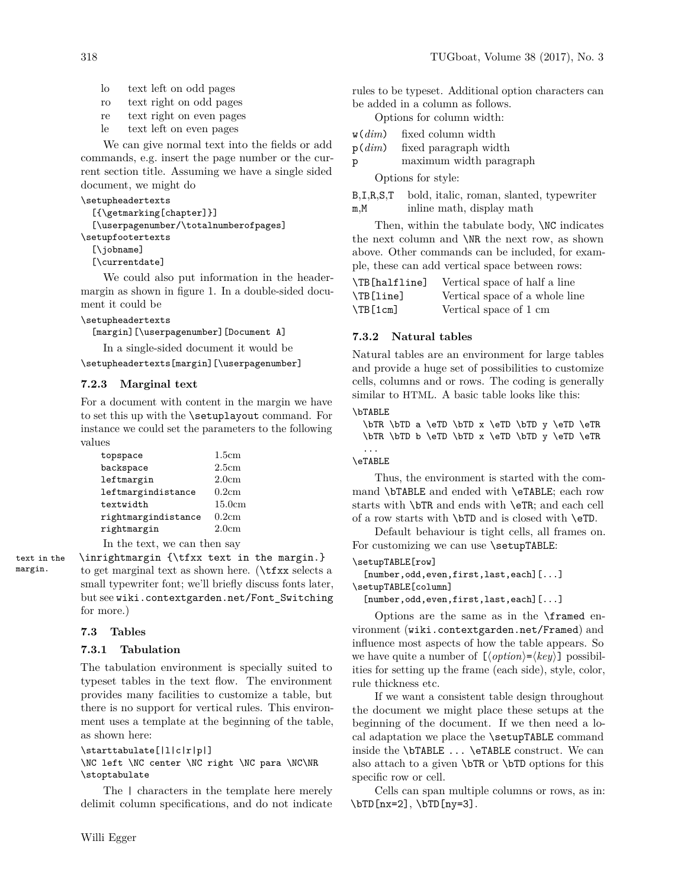| | |
|---|---|
| lo | text left on odd pages |
| ro | text right on odd pages |
| re | text right on even pages |
| le | text left on even pages |

We can give normal text into the fields or add commands, e.g. insert the page number or the current section title. Assuming we have a single sided document, we might do

```
\setupheadertexts
  [{\getmarking[chapter]}]
  [\userpagenumber/\totalnumberofpages]
\setupfootertexts
  [\jobname]
  [\currentdate]
```

We could also put information in the header-margin as shown in figure 1. In a double-sided document it could be

```
\setupheadertexts
  [margin][\userpagenumber][Document A]
```

In a single-sided document it would be

```
\setupheadertexts[margin][\userpagenumber]
```

### 7.2.3 Marginal text

For a document with content in the margin we have to set this up with the `\setuplayout` command. For instance we could set the parameters to the following values

| | |
|---|---|
| `topspace` | 1.5cm |
| `backspace` | 2.5cm |
| `leftmargin` | 2.0cm |
| `leftmargindistance` | 0.2cm |
| `textwidth` | 15.0cm |
| `rightmargindistance` | 0.2cm |
| `rightmargin` | 2.0cm |

In the text, we can then say

```
\inrightmargin {\tfxx text in the margin.}
```

to get marginal text as shown here. (`\tfxx` selects a small typewriter font; we'll briefly discuss fonts later, but see `wiki.contextgarden.net/Font_Switching` for more.)

text in the margin.

## 7.3 Tables

### 7.3.1 Tabulation

The tabulation environment is specially suited to typeset tables in the text flow. The environment provides many facilities to customize a table, but there is no support for vertical rules. This environment uses a template at the beginning of the table, as shown here:

```
\starttabulate[|l|c|r|p|]
\NC left \NC center \NC right \NC para \NC\NR
\stoptabulate
```

The `|` characters in the template here merely delimit column specifications, and do not indicate rules to be typeset. Additional option characters can be added in a column as follows.

Options for column width:

| | |
|---|---|
| `w(`*dim*`)` | fixed column width |
| `p(`*dim*`)` | fixed paragraph width |
| `p` | maximum width paragraph |

Options for style:

| | |
|---|---|
| `B,I,R,S,T` | bold, italic, roman, slanted, typewriter |
| `m,M` | inline math, display math |

Then, within the tabulate body, `\NC` indicates the next column and `\NR` the next row, as shown above. Other commands can be included, for example, these can add vertical space between rows:

| | |
|---|---|
| `\TB[halfline]` | Vertical space of half a line |
| `\TB[line]` | Vertical space of a whole line |
| `\TB[1cm]` | Vertical space of 1 cm |

### 7.3.2 Natural tables

Natural tables are an environment for large tables and provide a huge set of possibilities to customize cells, columns and or rows. The coding is generally similar to HTML. A basic table looks like this:

```
\bTABLE
  \bTR \bTD a \eTD \bTD x \eTD \bTD y \eTD \eTR
  \bTR \bTD b \eTD \bTD x \eTD \bTD y \eTD \eTR
  ...
\eTABLE
```

Thus, the environment is started with the command `\bTABLE` and ended with `\eTABLE`; each row starts with `\bTR` and ends with `\eTR`; and each cell of a row starts with `\bTD` and is closed with `\eTD`.

Default behaviour is tight cells, all frames on. For customizing we can use `\setupTABLE`:

```
\setupTABLE[row]
  [number,odd,even,first,last,each][...]
\setupTABLE[column]
  [number,odd,even,first,last,each][...]
```

Options are the same as in the `\framed` environment (`wiki.contextgarden.net/Framed`) and influence most aspects of how the table appears. So we have quite a number of `[`⟨*option*⟩`=`⟨*key*⟩`]` possibilities for setting up the frame (each side), style, color, rule thickness etc.

If we want a consistent table design throughout the document we might place these setups at the beginning of the document. If we then need a local adaptation we place the `\setupTABLE` command inside the `\bTABLE ... \eTABLE` construct. We can also attach to a given `\bTR` or `\bTD` options for this specific row or cell.

Cells can span multiple columns or rows, as in: `\bTD[nx=2]`, `\bTD[ny=3]`.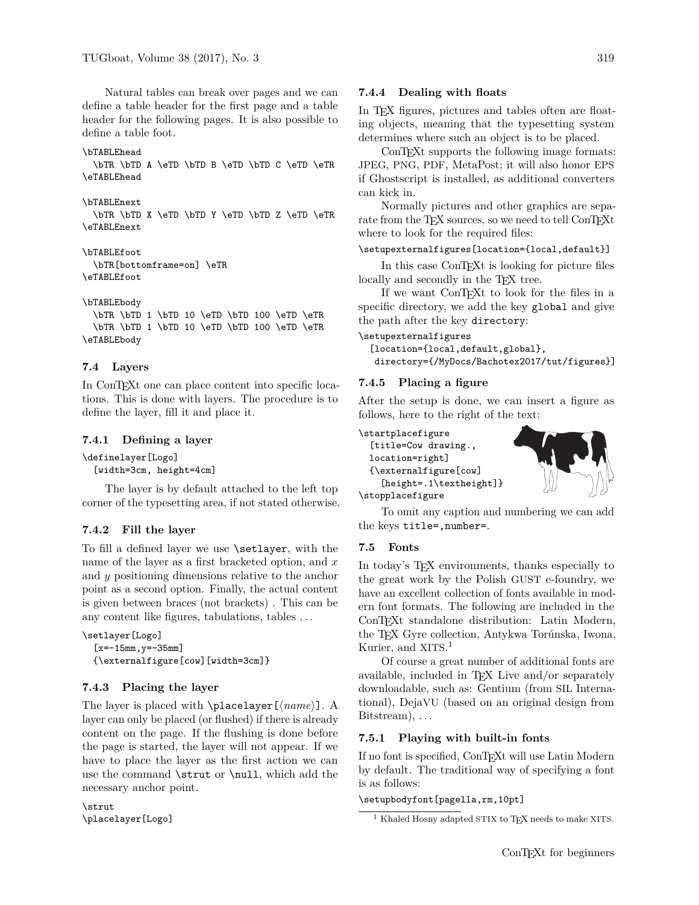Natural tables can break over pages and we can define a table header for the first page and a table header for the following pages. It is also possible to define a table foot.

```
\bTABLEhead
  \bTR \bTD A \eTD \bTD B \eTD \bTD C \eTD \eTR
\eTABLEhead

\bTABLEnext
  \bTR \bTD X \eTD \bTD Y \eTD \bTD Z \eTD \eTR
\eTABLEnext

\bTABLEfoot
  \bTR[bottomframe=on] \eTR
\eTABLEfoot

\bTABLEbody
  \bTR \bTD 1 \bTD 10 \eTD \bTD 100 \eTD \eTR
  \bTR \bTD 1 \bTD 10 \eTD \bTD 100 \eTD \eTR
\eTABLEbody
```

### 7.4 Layers

In ConTEXt one can place content into specific locations. This is done with layers. The procedure is to define the layer, fill it and place it.

#### 7.4.1 Defining a layer

```
\definelayer[Logo]
  [width=3cm, height=4cm]
```

The layer is by default attached to the left top corner of the typesetting area, if not stated otherwise.

#### 7.4.2 Fill the layer

To fill a defined layer we use `\setlayer`, with the name of the layer as a first bracketed option, and $x$ and $y$ positioning dimensions relative to the anchor point as a second option. Finally, the actual content is given between braces (not brackets) . This can be any content like figures, tabulations, tables ...

```
\setlayer[Logo]
  [x=-15mm,y=-35mm]
  {\externalfigure[cow][width=3cm]}
```

#### 7.4.3 Placing the layer

The layer is placed with `\placelayer[⟨name⟩]`. A layer can only be placed (or flushed) if there is already content on the page. If the flushing is done before the page is started, the layer will not appear. If we have to place the layer as the first action we can use the command `\strut` or `\null`, which add the necessary anchor point.

```
\strut
\placelayer[Logo]
```

#### 7.4.4 Dealing with floats

In TEX figures, pictures and tables often are floating objects, meaning that the typesetting system determines where such an object is to be placed.

ConTEXt supports the following image formats: JPEG, PNG, PDF, MetaPost; it will also honor EPS if Ghostscript is installed, as additional converters can kick in.

Normally pictures and other graphics are separate from the TEX sources, so we need to tell ConTEXt where to look for the required files:

```
\setupexternalfigures[location={local,default}]
```

In this case ConTEXt is looking for picture files locally and secondly in the TEX tree.

If we want ConTEXt to look for the files in a specific directory, we add the key `global` and give the path after the key `directory`:

```
\setupexternalfigures
  [location={local,default,global},
   directory={/MyDocs/Bachotex2017/tut/figures}]
```

#### 7.4.5 Placing a figure

After the setup is done, we can insert a figure as follows, here to the right of the text:

```
\startplacefigure
  [title=Cow drawing.,
  location=right]
  {\externalfigure[cow]
    [height=.1\textheight]}
\stopplacefigure
```

To omit any caption and numbering we can add the keys `title=,number=`.

### 7.5 Fonts

In today's TEX environments, thanks especially to the great work by the Polish GUST e-foundry, we have an excellent collection of fonts available in modern font formats. The following are included in the ConTEXt standalone distribution: Latin Modern, the TEX Gyre collection, Antykwa Torúnska, Iwona, Kurier, and XITS.[1]

Of course a great number of additional fonts are available, included in TEX Live and/or separately downloadable, such as: Gentium (from SIL International), DejaVU (based on an original design from Bitstream), ...

#### 7.5.1 Playing with built-in fonts

If no font is specified, ConTEXt will use Latin Modern by default. The traditional way of specifying a font is as follows:

```
\setupbodyfont[pagella,rm,10pt]
```

[1] Khaled Hosny adapted STIX to TEX needs to make XITS.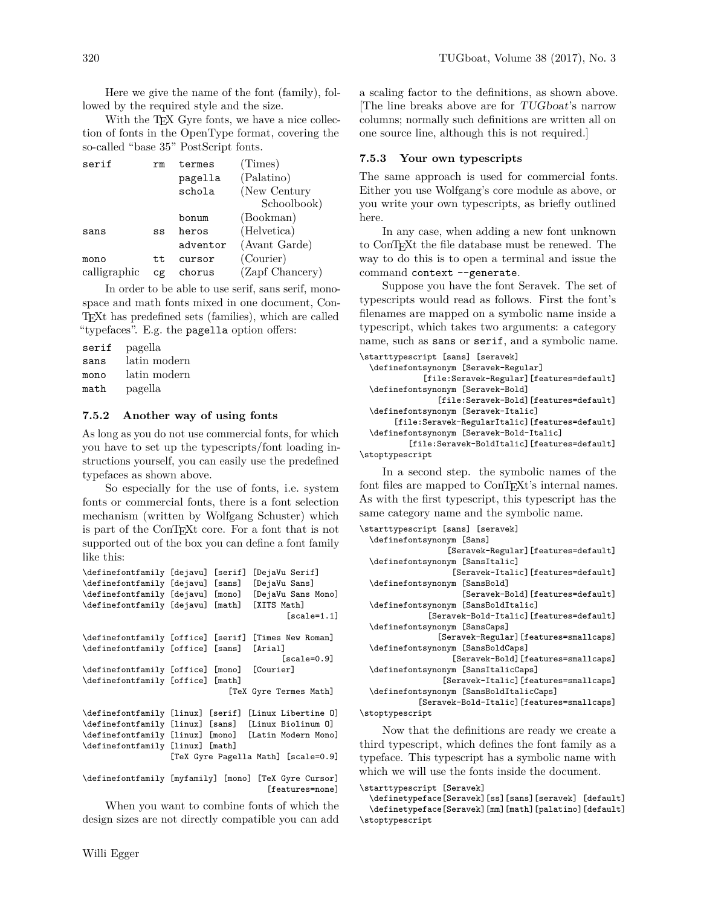Here we give the name of the font (family), followed by the required style and the size.

With the TEX Gyre fonts, we have a nice collection of fonts in the OpenType format, covering the so-called "base 35" PostScript fonts.

| | | | |
|---|---|---|---|
| serif | rm | termes | (Times) |
| | | pagella | (Palatino) |
| | | schola | (New Century Schoolbook) |
| | | bonum | (Bookman) |
| sans | ss | heros | (Helvetica) |
| | | adventor | (Avant Garde) |
| mono | tt | cursor | (Courier) |
| calligraphic | cg | chorus | (Zapf Chancery) |

In order to be able to use serif, sans serif, monospace and math fonts mixed in one document, ConTEXt has predefined sets (families), which are called "typefaces". E.g. the `pagella` option offers:

| | |
|---|---|
| serif | pagella |
| sans | latin modern |
| mono | latin modern |
| math | pagella |

### 7.5.2 Another way of using fonts

As long as you do not use commercial fonts, for which you have to set up the typescripts/font loading instructions yourself, you can easily use the predefined typefaces as shown above.

So especially for the use of fonts, i.e. system fonts or commercial fonts, there is a font selection mechanism (written by Wolfgang Schuster) which is part of the ConTEXt core. For a font that is not supported out of the box you can define a font family like this:

```
\definefontfamily [dejavu] [serif] [DejaVu Serif]
\definefontfamily [dejavu] [sans]  [DejaVu Sans]
\definefontfamily [dejavu] [mono]  [DejaVu Sans Mono]
\definefontfamily [dejavu] [math]  [XITS Math]
                                          [scale=1.1]

\definefontfamily [office] [serif] [Times New Roman]
\definefontfamily [office] [sans]  [Arial]
                                          [scale=0.9]
\definefontfamily [office] [mono]  [Courier]
\definefontfamily [office] [math]
                            [TeX Gyre Termes Math]

\definefontfamily [linux] [serif] [Linux Libertine O]
\definefontfamily [linux] [sans]  [Linux Biolinum O]
\definefontfamily [linux] [mono]  [Latin Modern Mono]
\definefontfamily [linux] [math]
                  [TeX Gyre Pagella Math] [scale=0.9]

\definefontfamily [myfamily] [mono] [TeX Gyre Cursor]
                                       [features=none]
```

When you want to combine fonts of which the design sizes are not directly compatible you can add a scaling factor to the definitions, as shown above. [The line breaks above are for *TUGboat*'s narrow columns; normally such definitions are written all on one source line, although this is not required.]

### 7.5.3 Your own typescripts

The same approach is used for commercial fonts. Either you use Wolfgang's core module as above, or you write your own typescripts, as briefly outlined here.

In any case, when adding a new font unknown to ConTEXt the file database must be renewed. The way to do this is to open a terminal and issue the command `context --generate`.

Suppose you have the font Seravek. The set of typescripts would read as follows. First the font's filenames are mapped on a symbolic name inside a typescript, which takes two arguments: a category name, such as `sans` or `serif`, and a symbolic name.

```
\starttypescript [sans] [seravek]
  \definefontsynonym [Seravek-Regular]
           [file:Seravek-Regular][features=default]
  \definefontsynonym [Seravek-Bold]
              [file:Seravek-Bold][features=default]
  \definefontsynonym [Seravek-Italic]
      [file:Seravek-RegularItalic][features=default]
  \definefontsynonym [Seravek-Bold-Italic]
         [file:Seravek-BoldItalic][features=default]
\stoptypescript
```

In a second step. the symbolic names of the font files are mapped to ConTEXt's internal names. As with the first typescript, this typescript has the same category name and the symbolic name.

```
\starttypescript [sans] [seravek]
  \definefontsynonym [Sans]
                 [Seravek-Regular][features=default]
  \definefontsynonym [SansItalic]
                  [Seravek-Italic][features=default]
  \definefontsynonym [SansBold]
                    [Seravek-Bold][features=default]
  \definefontsynonym [SansBoldItalic]
             [Seravek-Bold-Italic][features=default]
  \definefontsynonym [SansCaps]
               [Seravek-Regular][features=smallcaps]
  \definefontsynonym [SansBoldCaps]
                  [Seravek-Bold][features=smallcaps]
  \definefontsynonym [SansItalicCaps]
                [Seravek-Italic][features=smallcaps]
  \definefontsynonym [SansBoldItalicCaps]
           [Seravek-Bold-Italic][features=smallcaps]
\stoptypescript
```

Now that the definitions are ready we create a third typescript, which defines the font family as a typeface. This typescript has a symbolic name with which we will use the fonts inside the document.

```
\starttypescript [Seravek]
  \definetypeface[Seravek][ss][sans][seravek] [default]
  \definetypeface[Seravek][mm][math][palatino][default]
\stoptypescript
```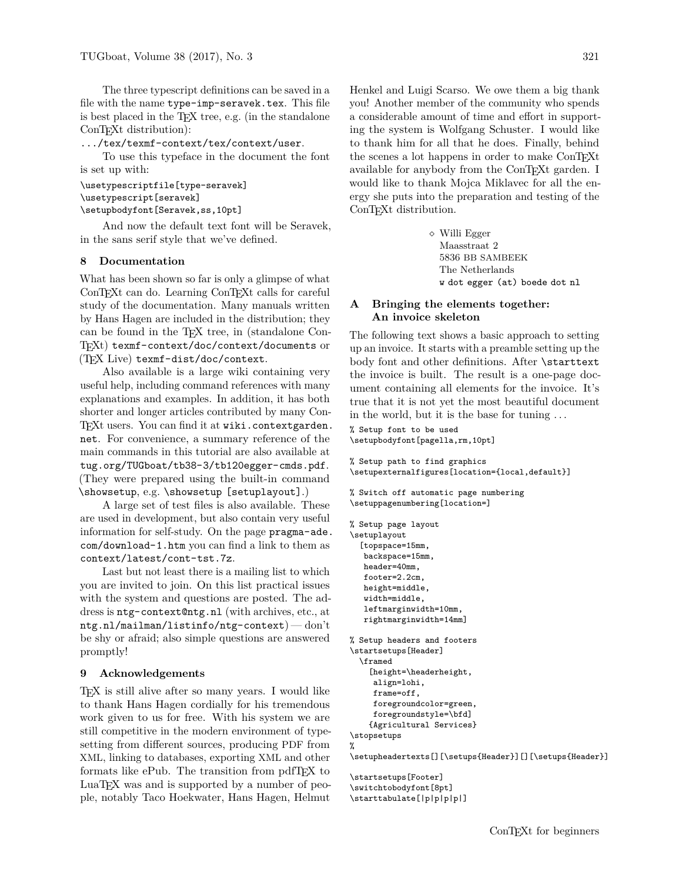The three typescript definitions can be saved in a file with the name `type-imp-seravek.tex`. This file is best placed in the TEX tree, e.g. (in the standalone ConTEXt distribution):

`.../tex/texmf-context/tex/context/user`.

To use this typeface in the document the font is set up with:

```
\usetypescriptfile[type-seravek]
\usetypescript[seravek]
\setupbodyfont[Seravek,ss,10pt]
```

And now the default text font will be Seravek, in the sans serif style that we've defined.

## 8 Documentation

What has been shown so far is only a glimpse of what ConTEXt can do. Learning ConTEXt calls for careful study of the documentation. Many manuals written by Hans Hagen are included in the distribution; they can be found in the TEX tree, in (standalone ConTEXt) `texmf-context/doc/context/documents` or (TEX Live) `texmf-dist/doc/context`.

Also available is a large wiki containing very useful help, including command references with many explanations and examples. In addition, it has both shorter and longer articles contributed by many ConTEXt users. You can find it at `wiki.contextgarden.net`. For convenience, a summary reference of the main commands in this tutorial are also available at `tug.org/TUGboat/tb38-3/tb120egger-cmds.pdf`. (They were prepared using the built-in command `\showsetup`, e.g. `\showsetup [setuplayout]`.)

A large set of test files is also available. These are used in development, but also contain very useful information for self-study. On the page `pragma-ade.com/download-1.htm` you can find a link to them as `context/latest/cont-tst.7z`.

Last but not least there is a mailing list to which you are invited to join. On this list practical issues with the system and questions are posted. The address is `ntg-context@ntg.nl` (with archives, etc., at `ntg.nl/mailman/listinfo/ntg-context`) — don't be shy or afraid; also simple questions are answered promptly!

## 9 Acknowledgements

TEX is still alive after so many years. I would like to thank Hans Hagen cordially for his tremendous work given to us for free. With his system we are still competitive in the modern environment of typesetting from different sources, producing PDF from XML, linking to databases, exporting XML and other formats like ePub. The transition from pdfTEX to LuaTEX was and is supported by a number of people, notably Taco Hoekwater, Hans Hagen, Helmut Henkel and Luigi Scarso. We owe them a big thank you! Another member of the community who spends a considerable amount of time and effort in supporting the system is Wolfgang Schuster. I would like to thank him for all that he does. Finally, behind the scenes a lot happens in order to make ConTEXt available for anybody from the ConTEXt garden. I would like to thank Mojca Miklavec for all the energy she puts into the preparation and testing of the ConTEXt distribution.

◇ Willi Egger
Maasstraat 2
5836 BB SAMBEEK
The Netherlands
`w dot egger (at) boede dot nl`

## A Bringing the elements together: An invoice skeleton

The following text shows a basic approach to setting up an invoice. It starts with a preamble setting up the body font and other definitions. After `\starttext` the invoice is built. The result is a one-page document containing all elements for the invoice. It's true that it is not yet the most beautiful document in the world, but it is the base for tuning ...

```
% Setup font to be used
\setupbodyfont[pagella,rm,10pt]

% Setup path to find graphics
\setupexternalfigures[location={local,default}]

% Switch off automatic page numbering
\setuppagenumbering[location=]

% Setup page layout
\setuplayout
  [topspace=15mm,
   backspace=15mm,
   header=40mm,
   footer=2.2cm,
   height=middle,
   width=middle,
   leftmarginwidth=10mm,
   rightmarginwidth=14mm]

% Setup headers and footers
\startsetups[Header]
  \framed
    [height=\headerheight,
     align=lohi,
     frame=off,
     foregroundcolor=green,
     foregroundstyle=\bfd]
    {Agricultural Services}
\stopsetups
%
\setupheadertexts[][\setups{Header}][][\setups{Header}]

\startsetups[Footer]
\switchtobodyfont[8pt]
\starttabulate[|p|p|p|p|]
```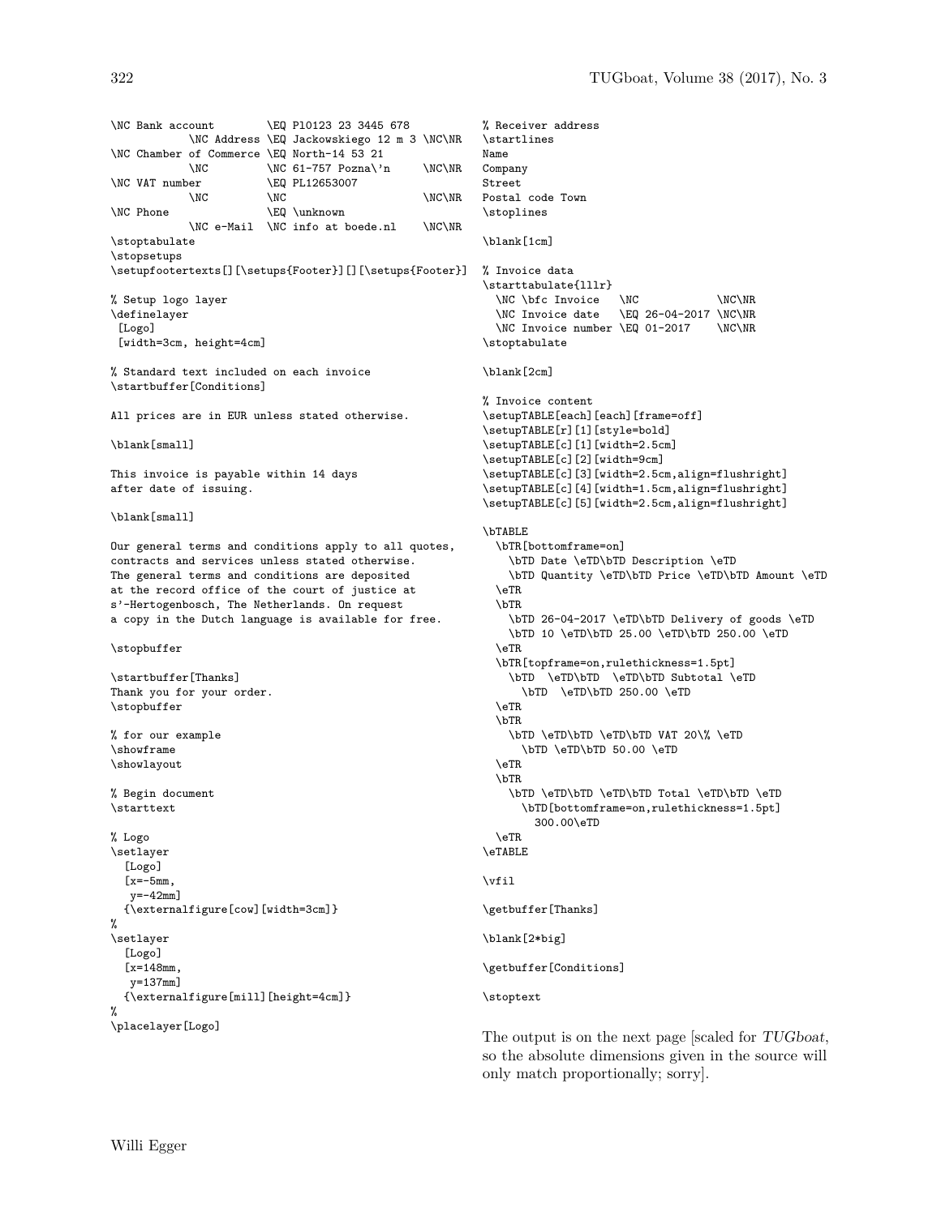```
\NC Bank account        \EQ P10123 23 3445 678
           \NC Address \EQ Jackowskiego 12 m 3 \NC\NR
\NC Chamber of Commerce \EQ North-14 53 21
           \NC         \NC 61-757 Pozna\'n     \NC\NR
\NC VAT number          \EQ PL12653007
           \NC         \NC                     \NC\NR
\NC Phone               \EQ \unknown
           \NC e-Mail  \NC info at boede.nl    \NC\NR
\stoptabulate
\stopsetups
\setupfootertexts[][\setups{Footer}][][\setups{Footer}]

% Setup logo layer
\definelayer
 [Logo]
 [width=3cm, height=4cm]

% Standard text included on each invoice
\startbuffer[Conditions]

All prices are in EUR unless stated otherwise.

\blank[small]

This invoice is payable within 14 days
after date of issuing.

\blank[small]

Our general terms and conditions apply to all quotes,
contracts and services unless stated otherwise.
The general terms and conditions are deposited
at the record office of the court of justice at
s'-Hertogenbosch, The Netherlands. On request
a copy in the Dutch language is available for free.

\stopbuffer

\startbuffer[Thanks]
Thank you for your order.
\stopbuffer

% for our example
\showframe
\showlayout

% Begin document
\starttext

% Logo
\setlayer
  [Logo]
  [x=-5mm,
   y=-42mm]
  {\externalfigure[cow][width=3cm]}
%
\setlayer
  [Logo]
  [x=148mm,
   y=137mm]
  {\externalfigure[mill][height=4cm]}
%
\placelayer[Logo]
% Receiver address
\startlines
Name
Company
Street
Postal code Town
\stoplines

\blank[1cm]

% Invoice data
\starttabulate[lllr]
  \NC \bfc Invoice   \NC            \NC\NR
  \NC Invoice date   \EQ 26-04-2017 \NC\NR
  \NC Invoice number \EQ 01-2017    \NC\NR
\stoptabulate

\blank[2cm]

% Invoice content
\setupTABLE[each][each][frame=off]
\setupTABLE[r][1][style=bold]
\setupTABLE[c][1][width=2.5cm]
\setupTABLE[c][2][width=9cm]
\setupTABLE[c][3][width=2.5cm,align=flushright]
\setupTABLE[c][4][width=1.5cm,align=flushright]
\setupTABLE[c][5][width=2.5cm,align=flushright]

\bTABLE
  \bTR[bottomframe=on]
    \bTD Date \eTD\bTD Description \eTD
    \bTD Quantity \eTD\bTD Price \eTD\bTD Amount \eTD
  \eTR
  \bTR
    \bTD 26-04-2017 \eTD\bTD Delivery of goods \eTD
    \bTD 10 \eTD\bTD 25.00 \eTD\bTD 250.00 \eTD
  \eTR
  \bTR[topframe=on,rulethickness=1.5pt]
    \bTD  \eTD\bTD  \eTD\bTD Subtotal \eTD
      \bTD  \eTD\bTD 250.00 \eTD
  \eTR
  \bTR
    \bTD \eTD\bTD \eTD\bTD VAT 20\% \eTD
      \bTD \eTD\bTD 50.00 \eTD
  \eTR
  \bTR
    \bTD \eTD\bTD \eTD\bTD Total \eTD\bTD \eTD
      \bTD[bottomframe=on,rulethickness=1.5pt]
        300.00\eTD
  \eTR
\eTABLE

\vfil

\getbuffer[Thanks]

\blank[2*big]

\getbuffer[Conditions]

\stoptext
```

The output is on the next page [scaled for *TUGboat*, so the absolute dimensions given in the source will only match proportionally; sorry].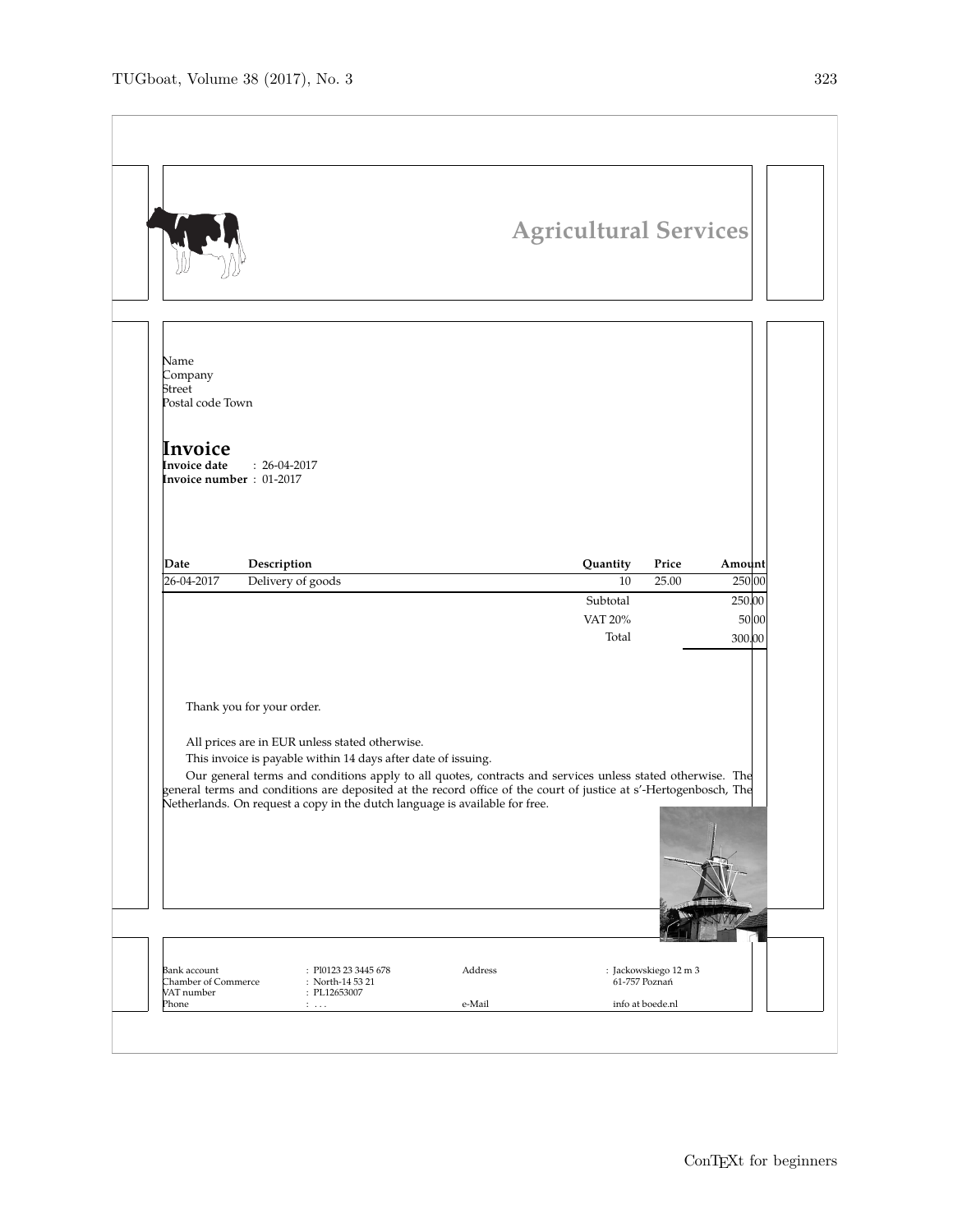**Agricultural Services**

Name
Company
Street
Postal code Town

# Invoice

**Invoice date** : 26-04-2017
**Invoice number** : 01-2017

| Date | Description | Quantity | Price | Amount |
|---|---|---|---|---|
| 26-04-2017 | Delivery of goods | 10 | 25.00 | 250.00 |
| | | Subtotal | | 250.00 |
| | | VAT 20% | | 50.00 |
| | | Total | | 300.00 |

Thank you for your order.

All prices are in EUR unless stated otherwise.

This invoice is payable within 14 days after date of issuing.

Our general terms and conditions apply to all quotes, contracts and services unless stated otherwise. The general terms and conditions are deposited at the record office of the court of justice at s'-Hertogenbosch, The Netherlands. On request a copy in the dutch language is available for free.

| | | | |
|---|---|---|---|
| Bank account | : Pl0123 23 3445 678 | Address | : Jackowskiego 12 m 3 |
| Chamber of Commerce | : North-14 53 21 | | 61-757 Poznań |
| VAT number | : PL12653007 | | |
| Phone | : ... | e-Mail | info at boede.nl |